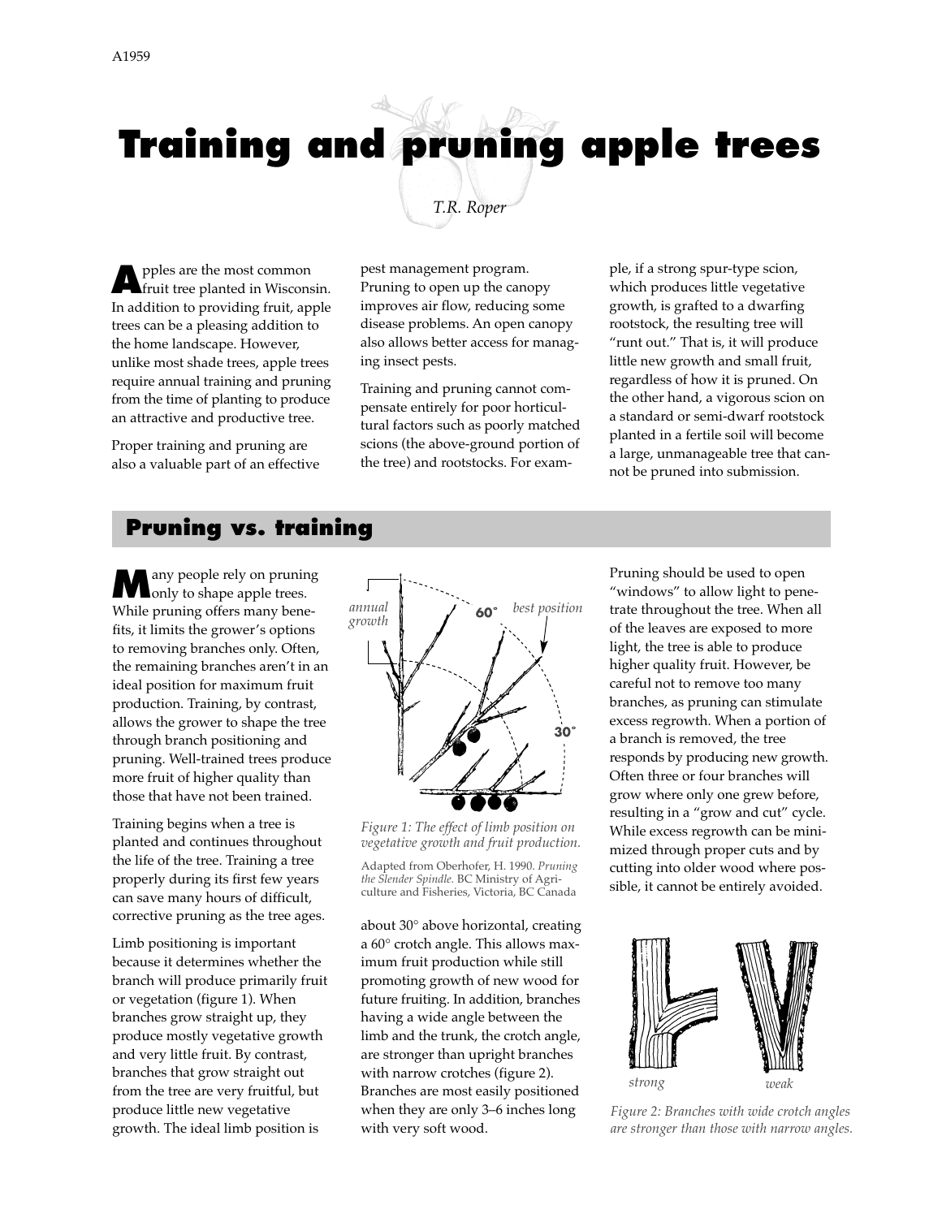A1959

# Training and pruning apple trees

*T.R. Roper*

Apples are the most common fruit tree planted in Wisconsin. In addition to providing fruit, apple trees can be a pleasing addition to the home landscape. However, unlike most shade trees, apple trees require annual training and pruning from the time of planting to produce an attractive and productive tree.

Proper training and pruning are also a valuable part of an effective pest management program. Pruning to open up the canopy improves air flow, reducing some disease problems. An open canopy also allows better access for managing insect pests.

Training and pruning cannot compensate entirely for poor horticultural factors such as poorly matched scions (the above-ground portion of the tree) and rootstocks. For example, if a strong spur-type scion, which produces little vegetative growth, is grafted to a dwarfing rootstock, the resulting tree will "runt out." That is, it will produce little new growth and small fruit, regardless of how it is pruned. On the other hand, a vigorous scion on a standard or semi-dwarf rootstock planted in a fertile soil will become a large, unmanageable tree that cannot be pruned into submission.

## Pruning vs. training

Many people rely on pruning only to shape apple trees. While pruning offers many benefits, it limits the grower's options to removing branches only. Often, the remaining branches aren't in an ideal position for maximum fruit production. Training, by contrast, allows the grower to shape the tree through branch positioning and pruning. Well-trained trees produce more fruit of higher quality than those that have not been trained.

Training begins when a tree is planted and continues throughout the life of the tree. Training a tree properly during its first few years can save many hours of difficult, corrective pruning as the tree ages.

Limb positioning is important because it determines whether the branch will produce primarily fruit or vegetation (figure 1). When branches grow straight up, they produce mostly vegetative growth and very little fruit. By contrast, branches that grow straight out from the tree are very fruitful, but produce little new vegetative growth. The ideal limb position is about 30° above horizontal, creating a 60° crotch angle. This allows maximum fruit production while still promoting growth of new wood for future fruiting. In addition, branches having a wide angle between the limb and the trunk, the crotch angle, are stronger than upright branches with narrow crotches (figure 2). Branches are most easily positioned when they are only 3–6 inches long with very soft wood.

*Figure 1: The effect of limb position on vegetative growth and fruit production.*

Adapted from Oberhofer, H. 1990. *Pruning the Slender Spindle.* BC Ministry of Agriculture and Fisheries, Victoria, BC Canada

Pruning should be used to open "windows" to allow light to penetrate throughout the tree. When all of the leaves are exposed to more light, the tree is able to produce higher quality fruit. However, be careful not to remove too many branches, as pruning can stimulate excess regrowth. When a portion of a branch is removed, the tree responds by producing new growth. Often three or four branches will grow where only one grew before, resulting in a "grow and cut" cycle. While excess regrowth can be minimized through proper cuts and by cutting into older wood where possible, it cannot be entirely avoided.

*Figure 2: Branches with wide crotch angles are stronger than those with narrow angles.*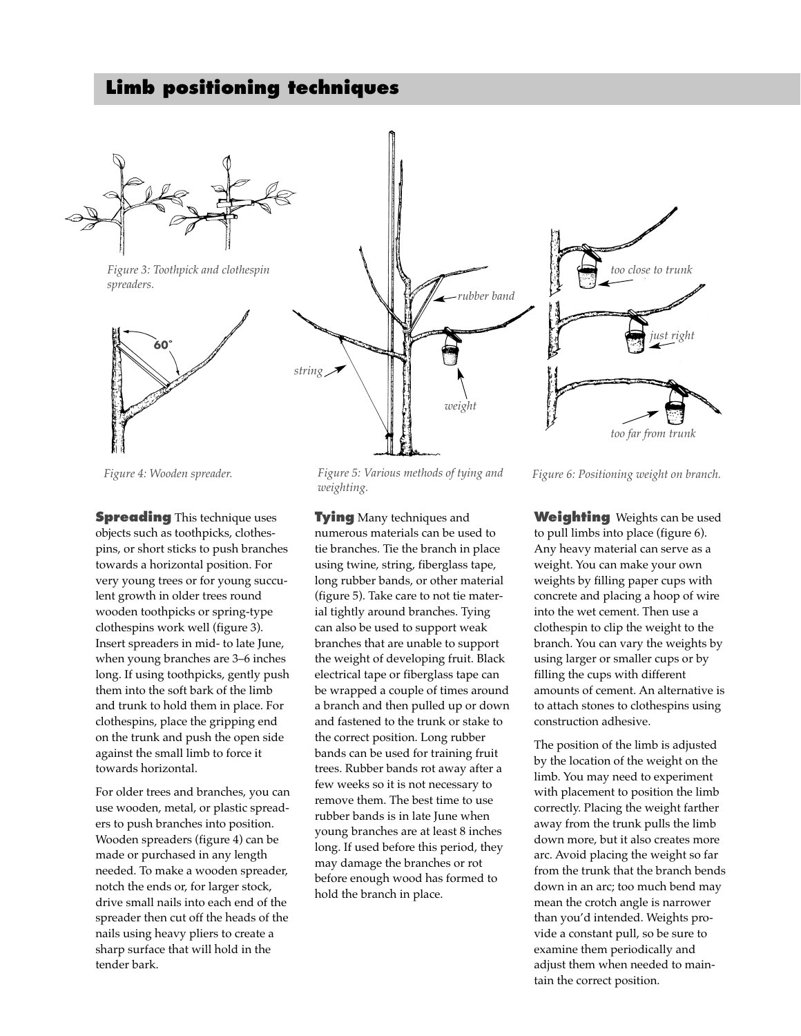## Limb positioning techniques

Figure 3: Toothpick and clothespin spreaders.

Figure 4: Wooden spreader.

Figure 5: Various methods of tying and weighting.

Figure 6: Positioning weight on branch.

**Spreading** This technique uses objects such as toothpicks, clothespins, or short sticks to push branches towards a horizontal position. For very young trees or for young succulent growth in older trees round wooden toothpicks or spring-type clothespins work well (figure 3). Insert spreaders in mid- to late June, when young branches are 3–6 inches long. If using toothpicks, gently push them into the soft bark of the limb and trunk to hold them in place. For clothespins, place the gripping end on the trunk and push the open side against the small limb to force it towards horizontal.

For older trees and branches, you can use wooden, metal, or plastic spreaders to push branches into position. Wooden spreaders (figure 4) can be made or purchased in any length needed. To make a wooden spreader, notch the ends or, for larger stock, drive small nails into each end of the spreader then cut off the heads of the nails using heavy pliers to create a sharp surface that will hold in the tender bark.

**Tying** Many techniques and numerous materials can be used to tie branches. Tie the branch in place using twine, string, fiberglass tape, long rubber bands, or other material (figure 5). Take care to not tie material tightly around branches. Tying can also be used to support weak branches that are unable to support the weight of developing fruit. Black electrical tape or fiberglass tape can be wrapped a couple of times around a branch and then pulled up or down and fastened to the trunk or stake to the correct position. Long rubber bands can be used for training fruit trees. Rubber bands rot away after a few weeks so it is not necessary to remove them. The best time to use rubber bands is in late June when young branches are at least 8 inches long. If used before this period, they may damage the branches or rot before enough wood has formed to hold the branch in place.

**Weighting** Weights can be used to pull limbs into place (figure 6). Any heavy material can serve as a weight. You can make your own weights by filling paper cups with concrete and placing a hoop of wire into the wet cement. Then use a clothespin to clip the weight to the branch. You can vary the weights by using larger or smaller cups or by filling the cups with different amounts of cement. An alternative is to attach stones to clothespins using construction adhesive.

The position of the limb is adjusted by the location of the weight on the limb. You may need to experiment with placement to position the limb correctly. Placing the weight farther away from the trunk pulls the limb down more, but it also creates more arc. Avoid placing the weight so far from the trunk that the branch bends down in an arc; too much bend may mean the crotch angle is narrower than you'd intended. Weights provide a constant pull, so be sure to examine them periodically and adjust them when needed to maintain the correct position.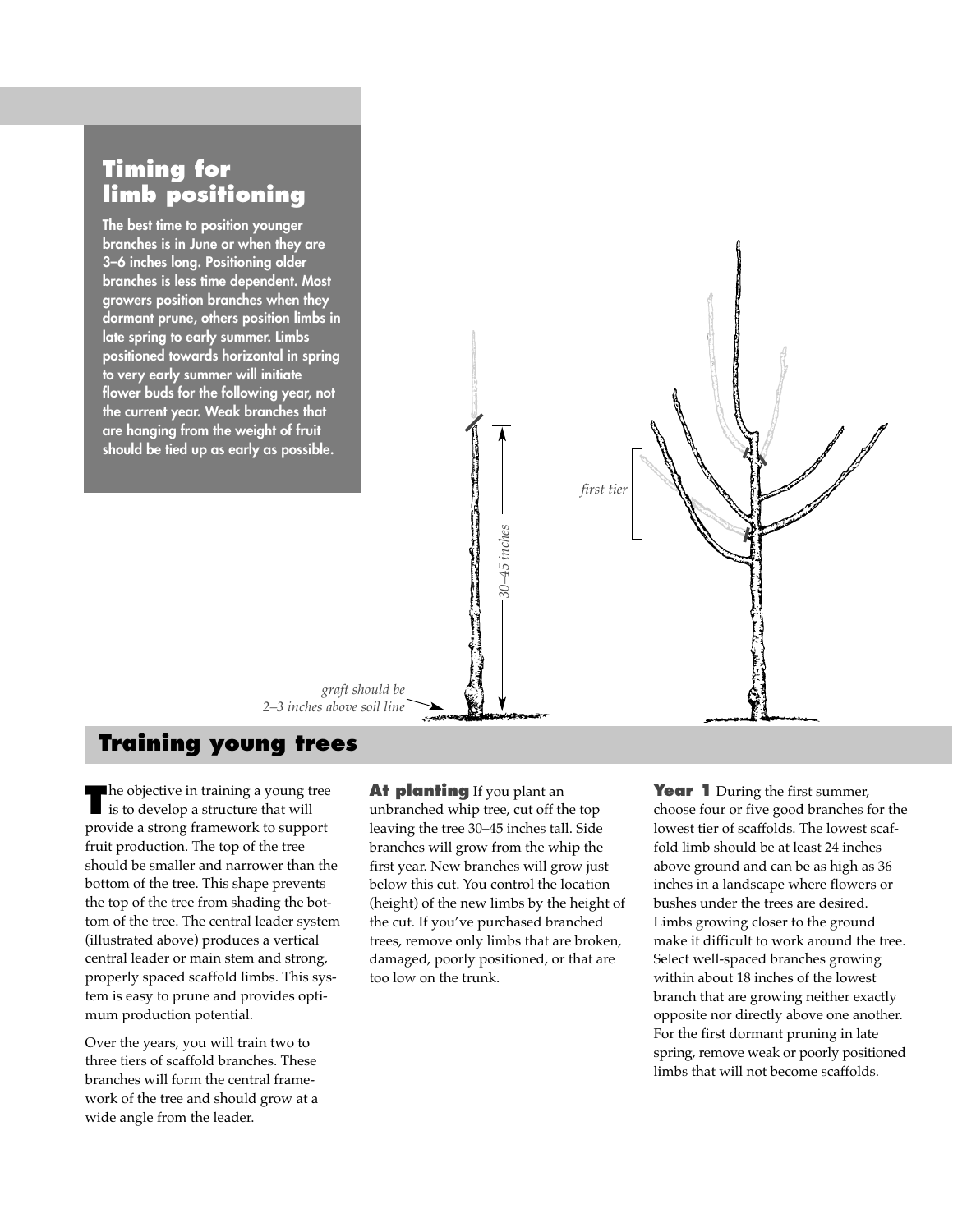## Timing for limb positioning

**The best time to position younger branches is in June or when they are 3–6 inches long. Positioning older branches is less time dependent. Most growers position branches when they dormant prune, others position limbs in late spring to early summer. Limbs positioned towards horizontal in spring to very early summer will initiate flower buds for the following year, not the current year. Weak branches that are hanging from the weight of fruit should be tied up as early as possible.**

*30–45 inches*

*graft should be 2–3 inches above soil line*

*first tier*

## Training young trees

The objective in training a young tree is to develop a structure that will provide a strong framework to support fruit production. The top of the tree should be smaller and narrower than the bottom of the tree. This shape prevents the top of the tree from shading the bottom of the tree. The central leader system (illustrated above) produces a vertical central leader or main stem and strong, properly spaced scaffold limbs. This system is easy to prune and provides optimum production potential.

Over the years, you will train two to three tiers of scaffold branches. These branches will form the central framework of the tree and should grow at a wide angle from the leader.

**At planting** If you plant an unbranched whip tree, cut off the top leaving the tree 30–45 inches tall. Side branches will grow from the whip the first year. New branches will grow just below this cut. You control the location (height) of the new limbs by the height of the cut. If you've purchased branched trees, remove only limbs that are broken, damaged, poorly positioned, or that are too low on the trunk.

**Year 1** During the first summer, choose four or five good branches for the lowest tier of scaffolds. The lowest scaffold limb should be at least 24 inches above ground and can be as high as 36 inches in a landscape where flowers or bushes under the trees are desired. Limbs growing closer to the ground make it difficult to work around the tree. Select well-spaced branches growing within about 18 inches of the lowest branch that are growing neither exactly opposite nor directly above one another. For the first dormant pruning in late spring, remove weak or poorly positioned limbs that will not become scaffolds.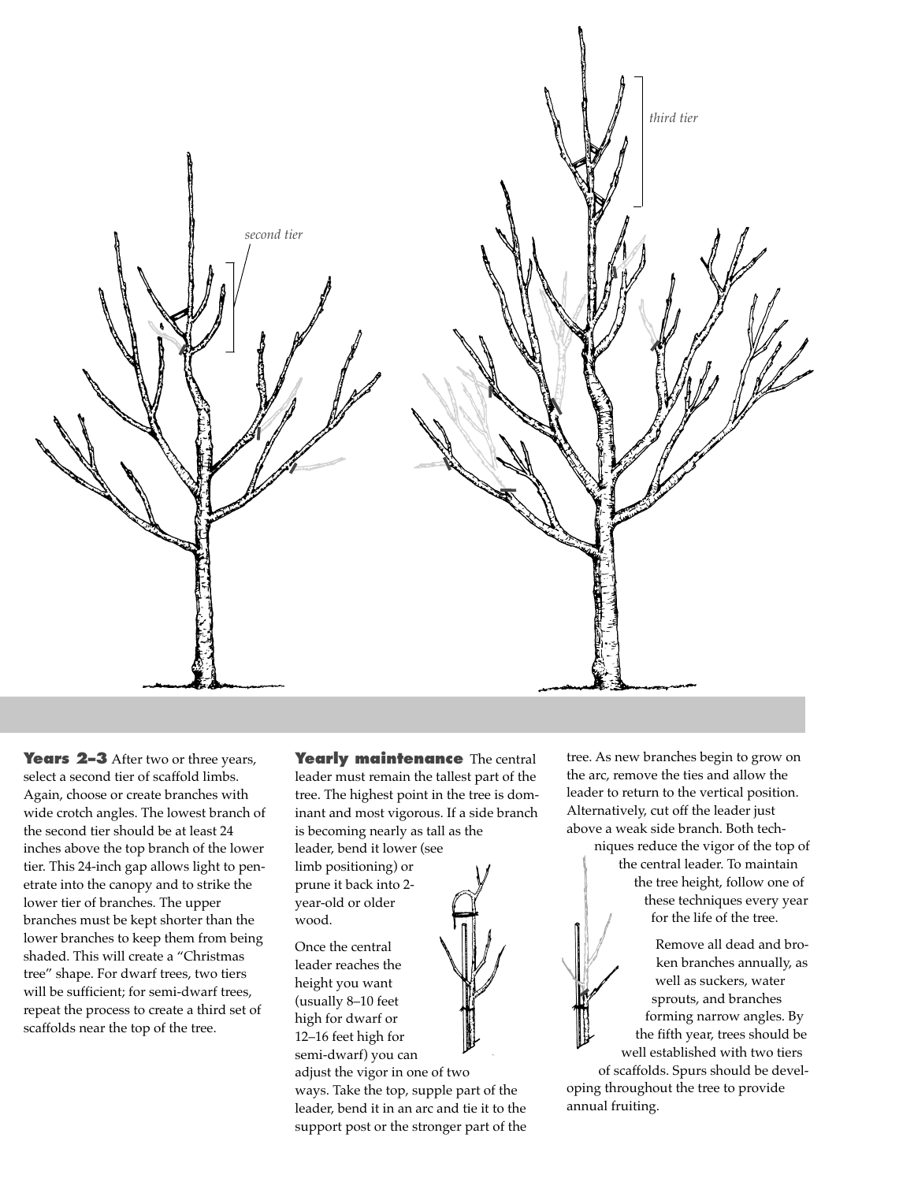**Years 2–3** After two or three years, select a second tier of scaffold limbs. Again, choose or create branches with wide crotch angles. The lowest branch of the second tier should be at least 24 inches above the top branch of the lower tier. This 24-inch gap allows light to penetrate into the canopy and to strike the lower tier of branches. The upper branches must be kept shorter than the lower branches to keep them from being shaded. This will create a "Christmas tree" shape. For dwarf trees, two tiers will be sufficient; for semi-dwarf trees, repeat the process to create a third set of scaffolds near the top of the tree.

**Yearly maintenance** The central leader must remain the tallest part of the tree. The highest point in the tree is dominant and most vigorous. If a side branch is becoming nearly as tall as the leader, bend it lower (see limb positioning) or prune it back into 2-year-old or older wood.

Once the central leader reaches the height you want (usually 8–10 feet high for dwarf or 12–16 feet high for semi-dwarf) you can adjust the vigor in one of two ways. Take the top, supple part of the leader, bend it in an arc and tie it to the support post or the stronger part of the tree. As new branches begin to grow on the arc, remove the ties and allow the leader to return to the vertical position. Alternatively, cut off the leader just above a weak side branch. Both techniques reduce the vigor of the top of the central leader. To maintain the tree height, follow one of these techniques every year for the life of the tree.

Remove all dead and broken branches annually, as well as suckers, water sprouts, and branches forming narrow angles. By the fifth year, trees should be well established with two tiers of scaffolds. Spurs should be developing throughout the tree to provide annual fruiting.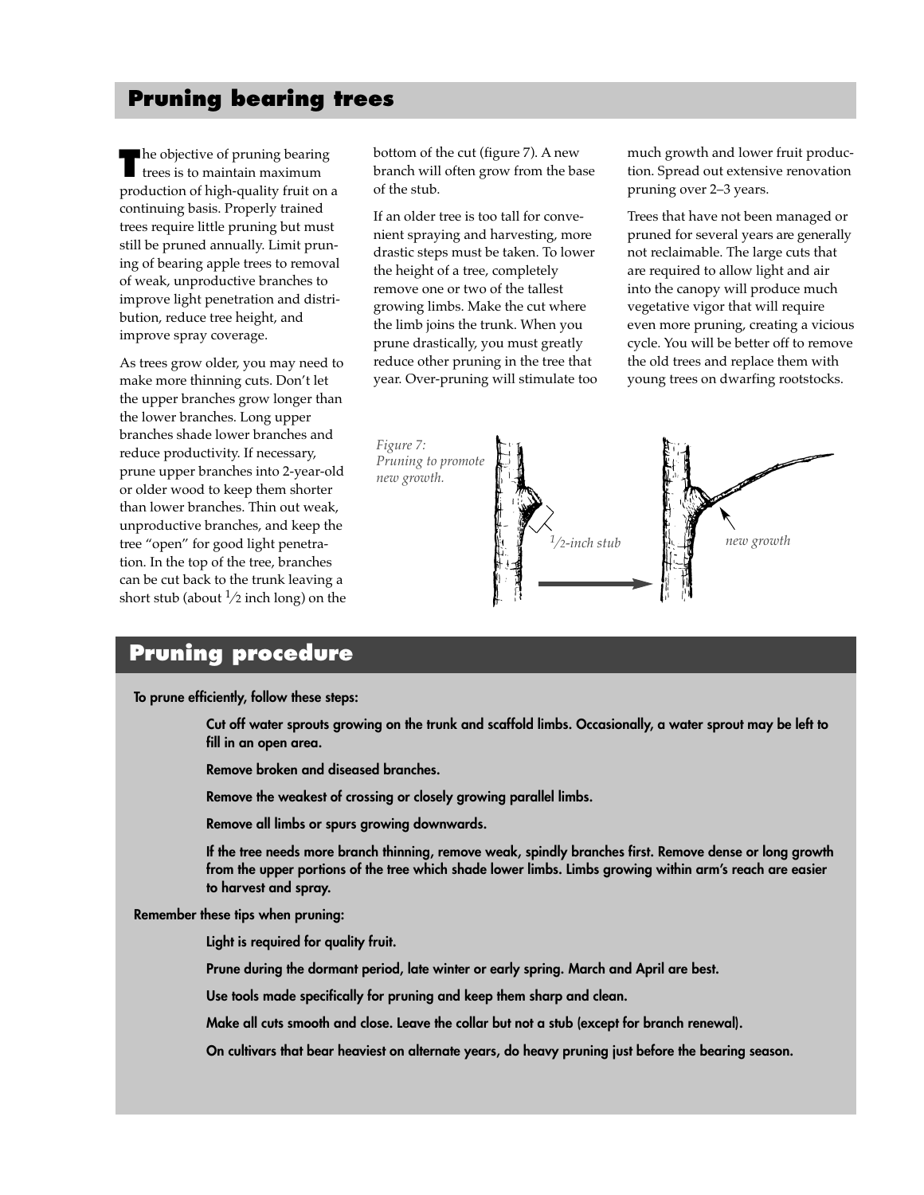## Pruning bearing trees

The objective of pruning bearing trees is to maintain maximum production of high-quality fruit on a continuing basis. Properly trained trees require little pruning but must still be pruned annually. Limit pruning of bearing apple trees to removal of weak, unproductive branches to improve light penetration and distribution, reduce tree height, and improve spray coverage.

As trees grow older, you may need to make more thinning cuts. Don't let the upper branches grow longer than the lower branches. Long upper branches shade lower branches and reduce productivity. If necessary, prune upper branches into 2-year-old or older wood to keep them shorter than lower branches. Thin out weak, unproductive branches, and keep the tree "open" for good light penetration. In the top of the tree, branches can be cut back to the trunk leaving a short stub (about 1/2 inch long) on the bottom of the cut (figure 7). A new branch will often grow from the base of the stub.

If an older tree is too tall for convenient spraying and harvesting, more drastic steps must be taken. To lower the height of a tree, completely remove one or two of the tallest growing limbs. Make the cut where the limb joins the trunk. When you prune drastically, you must greatly reduce other pruning in the tree that year. Over-pruning will stimulate too much growth and lower fruit production. Spread out extensive renovation pruning over 2–3 years.

Trees that have not been managed or pruned for several years are generally not reclaimable. The large cuts that are required to allow light and air into the canopy will produce much vegetative vigor that will require even more pruning, creating a vicious cycle. You will be better off to remove the old trees and replace them with young trees on dwarfing rootstocks.

*Figure 7: Pruning to promote new growth.*

1/2-inch stub

new growth

## Pruning procedure

**To prune efficiently, follow these steps:**

**Cut off water sprouts growing on the trunk and scaffold limbs. Occasionally, a water sprout may be left to fill in an open area.**

**Remove broken and diseased branches.**

**Remove the weakest of crossing or closely growing parallel limbs.**

**Remove all limbs or spurs growing downwards.**

**If the tree needs more branch thinning, remove weak, spindly branches first. Remove dense or long growth from the upper portions of the tree which shade lower limbs. Limbs growing within arm's reach are easier to harvest and spray.**

**Remember these tips when pruning:**

**Light is required for quality fruit.**

**Prune during the dormant period, late winter or early spring. March and April are best.**

**Use tools made specifically for pruning and keep them sharp and clean.**

**Make all cuts smooth and close. Leave the collar but not a stub (except for branch renewal).**

**On cultivars that bear heaviest on alternate years, do heavy pruning just before the bearing season.**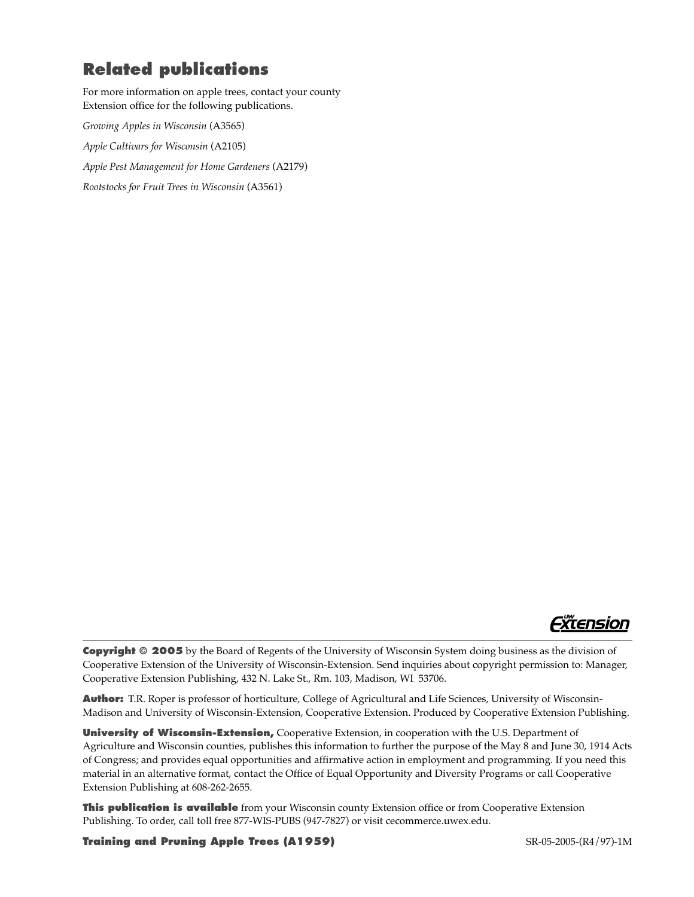## Related publications

For more information on apple trees, contact your county Extension office for the following publications.

*Growing Apples in Wisconsin* (A3565)

*Apple Cultivars for Wisconsin* (A2105)

*Apple Pest Management for Home Gardeners* (A2179)

*Rootstocks for Fruit Trees in Wisconsin* (A3561)

**Copyright © 2005** by the Board of Regents of the University of Wisconsin System doing business as the division of Cooperative Extension of the University of Wisconsin-Extension. Send inquiries about copyright permission to: Manager, Cooperative Extension Publishing, 432 N. Lake St., Rm. 103, Madison, WI 53706.

**Author:** T.R. Roper is professor of horticulture, College of Agricultural and Life Sciences, University of Wisconsin-Madison and University of Wisconsin-Extension, Cooperative Extension. Produced by Cooperative Extension Publishing.

**University of Wisconsin-Extension,** Cooperative Extension, in cooperation with the U.S. Department of Agriculture and Wisconsin counties, publishes this information to further the purpose of the May 8 and June 30, 1914 Acts of Congress; and provides equal opportunities and affirmative action in employment and programming. If you need this material in an alternative format, contact the Office of Equal Opportunity and Diversity Programs or call Cooperative Extension Publishing at 608-262-2655.

**This publication is available** from your Wisconsin county Extension office or from Cooperative Extension Publishing. To order, call toll free 877-WIS-PUBS (947-7827) or visit cecommerce.uwex.edu.

**Training and Pruning Apple Trees (A1959)** SR-05-2005-(R4/97)-1M